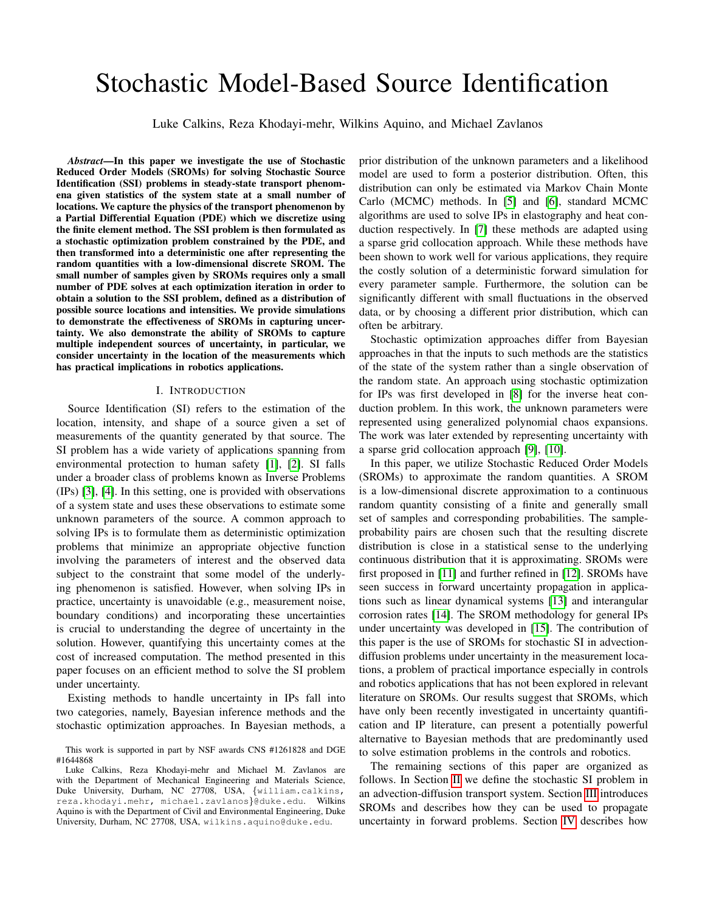# Stochastic Model-Based Source Identification

Luke Calkins, Reza Khodayi-mehr, Wilkins Aquino, and Michael Zavlanos

***Abstract*—In this paper we investigate the use of Stochastic Reduced Order Models (SROMs) for solving Stochastic Source Identification (SSI) problems in steady-state transport phenomena given statistics of the system state at a small number of locations. We capture the physics of the transport phenomenon by a Partial Differential Equation (PDE) which we discretize using the finite element method. The SSI problem is then formulated as a stochastic optimization problem constrained by the PDE, and then transformed into a deterministic one after representing the random quantities with a low-dimensional discrete SROM. The small number of samples given by SROMs requires only a small number of PDE solves at each optimization iteration in order to obtain a solution to the SSI problem, defined as a distribution of possible source locations and intensities. We provide simulations to demonstrate the effectiveness of SROMs in capturing uncertainty. We also demonstrate the ability of SROMs to capture multiple independent sources of uncertainty, in particular, we consider uncertainty in the location of the measurements which has practical implications in robotics applications.**

## I. Introduction

Source Identification (SI) refers to the estimation of the location, intensity, and shape of a source given a set of measurements of the quantity generated by that source. The SI problem has a wide variety of applications spanning from environmental protection to human safety [1], [2]. SI falls under a broader class of problems known as Inverse Problems (IPs) [3], [4]. In this setting, one is provided with observations of a system state and uses these observations to estimate some unknown parameters of the source. A common approach to solving IPs is to formulate them as deterministic optimization problems that minimize an appropriate objective function involving the parameters of interest and the observed data subject to the constraint that some model of the underlying phenomenon is satisfied. However, when solving IPs in practice, uncertainty is unavoidable (e.g., measurement noise, boundary conditions) and incorporating these uncertainties is crucial to understanding the degree of uncertainty in the solution. However, quantifying this uncertainty comes at the cost of increased computation. The method presented in this paper focuses on an efficient method to solve the SI problem under uncertainty.

Existing methods to handle uncertainty in IPs fall into two categories, namely, Bayesian inference methods and the stochastic optimization approaches. In Bayesian methods, a prior distribution of the unknown parameters and a likelihood model are used to form a posterior distribution. Often, this distribution can only be estimated via Markov Chain Monte Carlo (MCMC) methods. In [5] and [6], standard MCMC algorithms are used to solve IPs in elastography and heat conduction respectively. In [7] these methods are adapted using a sparse grid collocation approach. While these methods have been shown to work well for various applications, they require the costly solution of a deterministic forward simulation for every parameter sample. Furthermore, the solution can be significantly different with small fluctuations in the observed data, or by choosing a different prior distribution, which can often be arbitrary.

Stochastic optimization approaches differ from Bayesian approaches in that the inputs to such methods are the statistics of the state of the system rather than a single observation of the random state. An approach using stochastic optimization for IPs was first developed in [8] for the inverse heat conduction problem. In this work, the unknown parameters were represented using generalized polynomial chaos expansions. The work was later extended by representing uncertainty with a sparse grid collocation approach [9], [10].

In this paper, we utilize Stochastic Reduced Order Models (SROMs) to approximate the random quantities. A SROM is a low-dimensional discrete approximation to a continuous random quantity consisting of a finite and generally small set of samples and corresponding probabilities. The sample-probability pairs are chosen such that the resulting discrete distribution is close in a statistical sense to the underlying continuous distribution that it is approximating. SROMs were first proposed in [11] and further refined in [12]. SROMs have seen success in forward uncertainty propagation in applications such as linear dynamical systems [13] and interangular corrosion rates [14]. The SROM methodology for general IPs under uncertainty was developed in [15]. The contribution of this paper is the use of SROMs for stochastic SI in advection-diffusion problems under uncertainty in the measurement locations, a problem of practical importance especially in controls and robotics applications that has not been explored in relevant literature on SROMs. Our results suggest that SROMs, which have only been recently investigated in uncertainty quantification and IP literature, can present a potentially powerful alternative to Bayesian methods that are predominantly used to solve estimation problems in the controls and robotics.

The remaining sections of this paper are organized as follows. In Section II we define the stochastic SI problem in an advection-diffusion transport system. Section III introduces SROMs and describes how they can be used to propagate uncertainty in forward problems. Section IV describes how

This work is supported in part by NSF awards CNS #1261828 and DGE #1644868

Luke Calkins, Reza Khodayi-mehr and Michael M. Zavlanos are with the Department of Mechanical Engineering and Materials Science, Duke University, Durham, NC 27708, USA, {william.calkins, reza.khodayi.mehr, michael.zavlanos}@duke.edu. Wilkins Aquino is with the Department of Civil and Environmental Engineering, Duke University, Durham, NC 27708, USA, wilkins.aquino@duke.edu.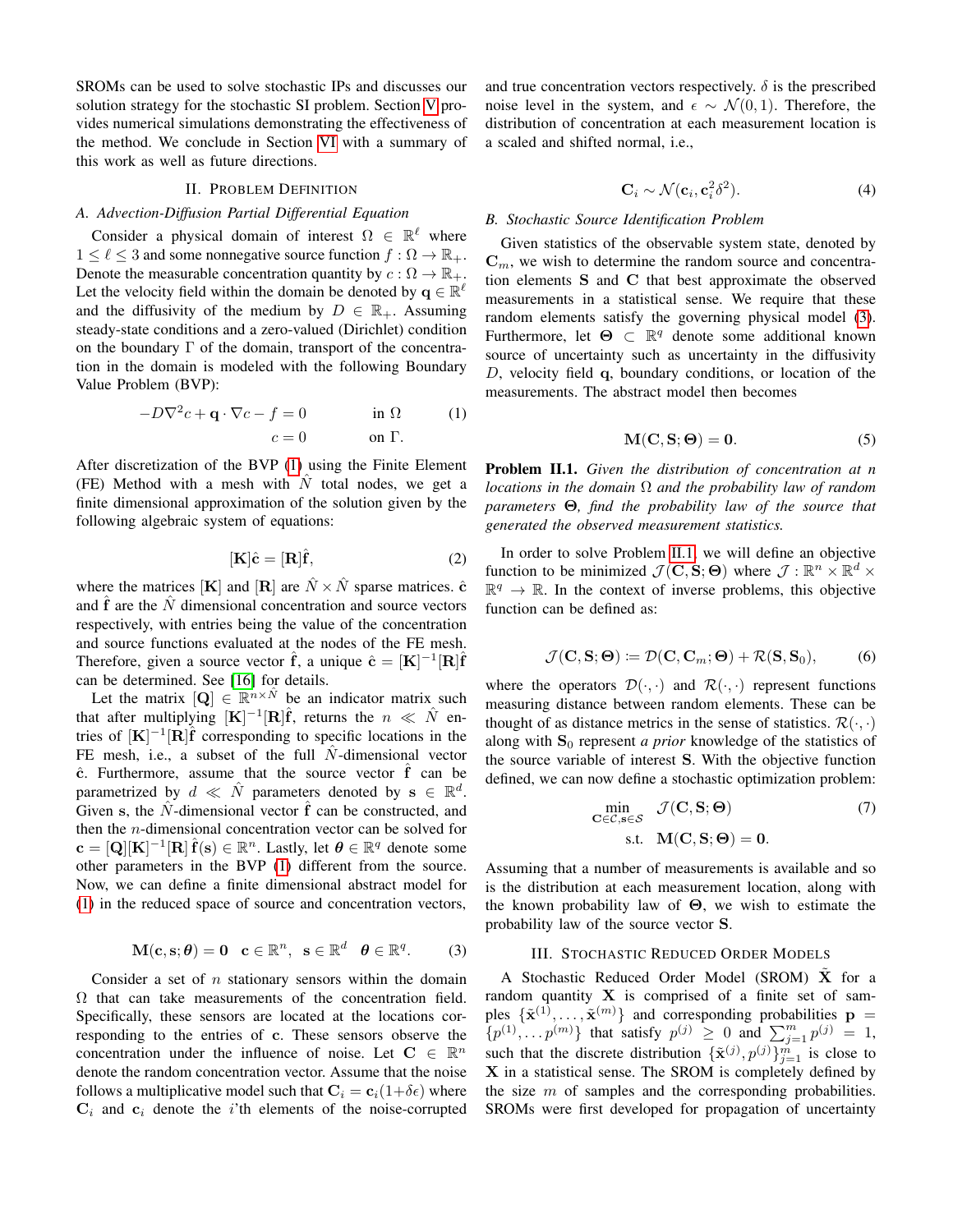SROMs can be used to solve stochastic IPs and discusses our solution strategy for the stochastic SI problem. Section V provides numerical simulations demonstrating the effectiveness of the method. We conclude in Section VI with a summary of this work as well as future directions.

## II. Problem Definition

### A. Advection-Diffusion Partial Differential Equation

Consider a physical domain of interest $\Omega \in \mathbb{R}^\ell$ where $1 \leq \ell \leq 3$ and some nonnegative source function $f : \Omega \to \mathbb{R}_+$. Denote the measurable concentration quantity by $c : \Omega \to \mathbb{R}_+$. Let the velocity field within the domain be denoted by $\mathbf{q} \in \mathbb{R}^\ell$ and the diffusivity of the medium by $D \in \mathbb{R}_+$. Assuming steady-state conditions and a zero-valued (Dirichlet) condition on the boundary $\Gamma$ of the domain, transport of the concentration in the domain is modeled with the following Boundary Value Problem (BVP):

$$
\begin{aligned}
-D\nabla^2 c + \mathbf{q} \cdot \nabla c - f = 0 \qquad & \text{in } \Omega \\
c = 0 \qquad & \text{on } \Gamma.
\end{aligned} \tag{1}
$$

After discretization of the BVP (1) using the Finite Element (FE) Method with a mesh with $\hat{N}$ total nodes, we get a finite dimensional approximation of the solution given by the following algebraic system of equations:

$$
[\mathbf{K}]\hat{\mathbf{c}} = [\mathbf{R}]\hat{\mathbf{f}}, \tag{2}
$$

where the matrices $[\mathbf{K}]$ and $[\mathbf{R}]$ are $\hat{N} \times \hat{N}$ sparse matrices. $\hat{\mathbf{c}}$ and $\hat{\mathbf{f}}$ are the $\hat{N}$ dimensional concentration and source vectors respectively, with entries being the value of the concentration and source functions evaluated at the nodes of the FE mesh. Therefore, given a source vector $\hat{\mathbf{f}}$, a unique $\hat{\mathbf{c}} = [\mathbf{K}]^{-1}[\mathbf{R}]\hat{\mathbf{f}}$ can be determined. See [16] for details.

Let the matrix $[\mathbf{Q}] \in \mathbb{R}^{n \times \hat{N}}$ be an indicator matrix such that after multiplying $[\mathbf{K}]^{-1}[\mathbf{R}]\hat{\mathbf{f}}$, returns the $n \ll \hat{N}$ entries of $[\mathbf{K}]^{-1}[\mathbf{R}]\hat{\mathbf{f}}$ corresponding to specific locations in the FE mesh, i.e., a subset of the full $\hat{N}$-dimensional vector $\hat{\mathbf{c}}$. Furthermore, assume that the source vector $\hat{\mathbf{f}}$ can be parametrized by $d \ll \hat{N}$ parameters denoted by $\mathbf{s} \in \mathbb{R}^d$. Given $\mathbf{s}$, the $\hat{N}$-dimensional vector $\hat{\mathbf{f}}$ can be constructed, and then the $n$-dimensional concentration vector can be solved for $\mathbf{c} = [\mathbf{Q}][\mathbf{K}]^{-1}[\mathbf{R}]\,\hat{\mathbf{f}}(\mathbf{s}) \in \mathbb{R}^n$. Lastly, let $\boldsymbol{\theta} \in \mathbb{R}^q$ denote some other parameters in the BVP (1) different from the source. Now, we can define a finite dimensional abstract model for (1) in the reduced space of source and concentration vectors,

$$
\mathbf{M}(\mathbf{c}, \mathbf{s}; \boldsymbol{\theta}) = \mathbf{0} \quad \mathbf{c} \in \mathbb{R}^n, \;\; \mathbf{s} \in \mathbb{R}^d \;\; \boldsymbol{\theta} \in \mathbb{R}^q. \tag{3}
$$

Consider a set of $n$ stationary sensors within the domain $\Omega$ that can take measurements of the concentration field. Specifically, these sensors are located at the locations corresponding to the entries of $\mathbf{c}$. These sensors observe the concentration under the influence of noise. Let $\mathbf{C} \in \mathbb{R}^n$ denote the random concentration vector. Assume that the noise follows a multiplicative model such that $\mathbf{C}_i = \mathbf{c}_i(1+\delta\epsilon)$ where $\mathbf{C}_i$ and $\mathbf{c}_i$ denote the $i$'th elements of the noise-corrupted and true concentration vectors respectively. $\delta$ is the prescribed noise level in the system, and $\epsilon \sim \mathcal{N}(0, 1)$. Therefore, the distribution of concentration at each measurement location is a scaled and shifted normal, i.e.,

$$
\mathbf{C}_i \sim \mathcal{N}(\mathbf{c}_i, \mathbf{c}_i^2\delta^2). \tag{4}
$$

### B. Stochastic Source Identification Problem

Given statistics of the observable system state, denoted by $\mathbf{C}_m$, we wish to determine the random source and concentration elements $\mathbf{S}$ and $\mathbf{C}$ that best approximate the observed measurements in a statistical sense. We require that these random elements satisfy the governing physical model (3). Furthermore, let $\boldsymbol{\Theta} \subset \mathbb{R}^q$ denote some additional known source of uncertainty such as uncertainty in the diffusivity $D$, velocity field $\mathbf{q}$, boundary conditions, or location of the measurements. The abstract model then becomes

$$
\mathbf{M}(\mathbf{C}, \mathbf{S}; \boldsymbol{\Theta}) = \mathbf{0}. \tag{5}
$$

**Problem II.1.** *Given the distribution of concentration at $n$ locations in the domain $\Omega$ and the probability law of random parameters $\boldsymbol{\Theta}$, find the probability law of the source that generated the observed measurement statistics.*

In order to solve Problem II.1, we will define an objective function to be minimized $\mathcal{J}(\mathbf{C}, \mathbf{S}; \boldsymbol{\Theta})$ where $\mathcal{J} : \mathbb{R}^n \times \mathbb{R}^d \times \mathbb{R}^q \to \mathbb{R}$. In the context of inverse problems, this objective function can be defined as:

$$
\mathcal{J}(\mathbf{C}, \mathbf{S}; \boldsymbol{\Theta}) \coloneqq \mathcal{D}(\mathbf{C}, \mathbf{C}_m; \boldsymbol{\Theta}) + \mathcal{R}(\mathbf{S}, \mathbf{S}_0), \tag{6}
$$

where the operators $\mathcal{D}(\cdot,\cdot)$ and $\mathcal{R}(\cdot,\cdot)$ represent functions measuring distance between random elements. These can be thought of as distance metrics in the sense of statistics. $\mathcal{R}(\cdot,\cdot)$ along with $\mathbf{S}_0$ represent *a prior* knowledge of the statistics of the source variable of interest $\mathbf{S}$. With the objective function defined, we can now define a stochastic optimization problem:

$$
\begin{aligned}
\min_{\mathbf{C} \in \mathcal{C}, \mathbf{s} \in \mathcal{S}} \quad & \mathcal{J}(\mathbf{C}, \mathbf{S}; \boldsymbol{\Theta}) \\
\text{s.t.} \quad & \mathbf{M}(\mathbf{C}, \mathbf{S}; \boldsymbol{\Theta}) = \mathbf{0}.
\end{aligned} \tag{7}
$$

Assuming that a number of measurements is available and so is the distribution at each measurement location, along with the known probability law of $\boldsymbol{\Theta}$, we wish to estimate the probability law of the source vector $\mathbf{S}$.

## III. Stochastic Reduced Order Models

A Stochastic Reduced Order Model (SROM) $\tilde{\mathbf{X}}$ for a random quantity $\mathbf{X}$ is comprised of a finite set of samples $\{\tilde{\mathbf{x}}^{(1)}, \ldots, \tilde{\mathbf{x}}^{(m)}\}$ and corresponding probabilities $\mathbf{p} = \{p^{(1)}, \ldots p^{(m)}\}$ that satisfy $p^{(j)} \geq 0$ and $\sum_{j=1}^m p^{(j)} = 1$, such that the discrete distribution $\{\tilde{\mathbf{x}}^{(j)}, p^{(j)}\}_{j=1}^m$ is close to $\mathbf{X}$ in a statistical sense. The SROM is completely defined by the size $m$ of samples and the corresponding probabilities. SROMs were first developed for propagation of uncertainty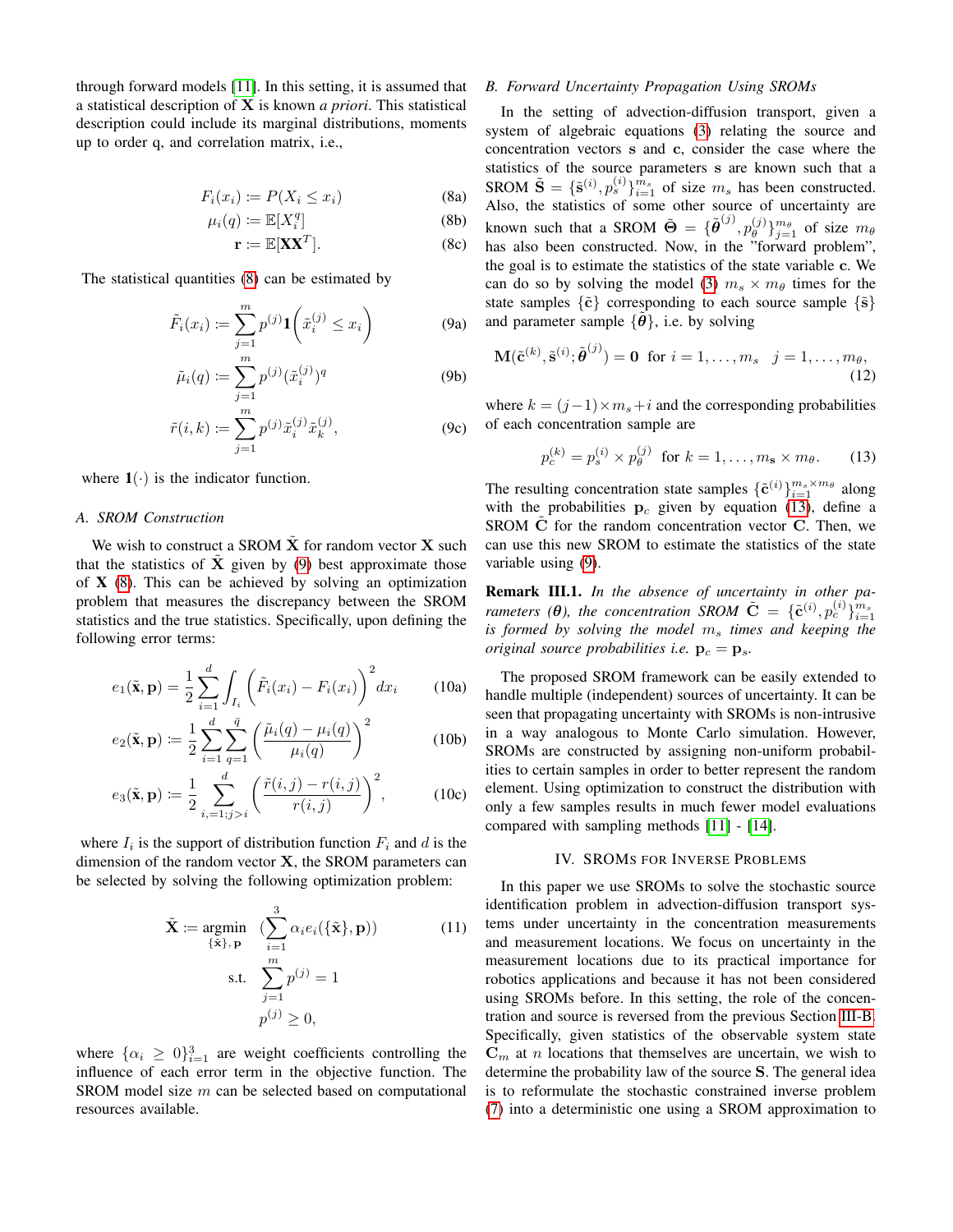through forward models [11]. In this setting, it is assumed that a statistical description of $\mathbf{X}$ is known *a priori*. This statistical description could include its marginal distributions, moments up to order q, and correlation matrix, i.e.,

$$F_i(x_i) := P(X_i \leq x_i) \tag{8a}$$

$$\mu_i(q) := \mathbb{E}[X_i^q] \tag{8b}$$

$$\mathbf{r} := \mathbb{E}[\mathbf{X}\mathbf{X}^T]. \tag{8c}$$

The statistical quantities (8) can be estimated by

$$\tilde{F}_i(x_i) := \sum_{j=1}^{m} p^{(j)} \mathbf{1}\Big(\tilde{x}_i^{(j)} \leq x_i\Big) \tag{9a}$$

$$\tilde{\mu}_i(q) := \sum_{j=1}^{m} p^{(j)} (\tilde{x}_i^{(j)})^q \tag{9b}$$

$$\tilde{r}(i,k) := \sum_{j=1}^{m} p^{(j)} \tilde{x}_i^{(j)} \tilde{x}_k^{(j)}, \tag{9c}$$

where $\mathbf{1}(\cdot)$ is the indicator function.

### A. SROM Construction

We wish to construct a SROM $\tilde{\mathbf{X}}$ for random vector $\mathbf{X}$ such that the statistics of $\tilde{\mathbf{X}}$ given by (9) best approximate those of $\mathbf{X}$ (8). This can be achieved by solving an optimization problem that measures the discrepancy between the SROM statistics and the true statistics. Specifically, upon defining the following error terms:

$$e_1(\tilde{\mathbf{x}}, \mathbf{p}) = \frac{1}{2} \sum_{i=1}^{d} \int_{I_i} \Big(\tilde{F}_i(x_i) - F_i(x_i)\Big)^2 dx_i \tag{10a}$$

$$e_2(\tilde{\mathbf{x}}, \mathbf{p}) := \frac{1}{2} \sum_{i=1}^{d} \sum_{q=1}^{\bar{q}} \left(\frac{\tilde{\mu}_i(q) - \mu_i(q)}{\mu_i(q)}\right)^2 \tag{10b}$$

$$e_3(\tilde{\mathbf{x}}, \mathbf{p}) := \frac{1}{2} \sum_{i,=1;j>i}^{d} \left(\frac{\tilde{r}(i,j) - r(i,j)}{r(i,j)}\right)^2, \tag{10c}$$

where $I_i$ is the support of distribution function $F_i$ and $d$ is the dimension of the random vector $\mathbf{X}$, the SROM parameters can be selected by solving the following optimization problem:

$$\begin{aligned} \tilde{\mathbf{X}} := \underset{\{\tilde{\mathbf{x}}\},\, \mathbf{p}}{\operatorname{argmin}} \quad & \Big(\sum_{i=1}^{3} \alpha_i e_i(\{\tilde{\mathbf{x}}\}, \mathbf{p})\Big) \\ \text{s.t.} \quad & \sum_{j=1}^{m} p^{(j)} = 1 \\ & p^{(j)} \geq 0, \end{aligned} \tag{11}$$

where $\{\alpha_i \geq 0\}_{i=1}^{3}$ are weight coefficients controlling the influence of each error term in the objective function. The SROM model size $m$ can be selected based on computational resources available.

### B. Forward Uncertainty Propagation Using SROMs

In the setting of advection-diffusion transport, given a system of algebraic equations (3) relating the source and concentration vectors $\mathbf{s}$ and $\mathbf{c}$, consider the case where the statistics of the source parameters $\mathbf{s}$ are known such that a SROM $\tilde{\mathbf{S}} = \{\tilde{\mathbf{s}}^{(i)}, p_s^{(i)}\}_{i=1}^{m_s}$ of size $m_s$ has been constructed. Also, the statistics of some other source of uncertainty are known such that a SROM $\tilde{\boldsymbol{\Theta}} = \{\tilde{\boldsymbol{\theta}}^{(j)}, p_\theta^{(j)}\}_{j=1}^{m_\theta}$ of size $m_\theta$ has also been constructed. Now, in the "forward problem", the goal is to estimate the statistics of the state variable $\mathbf{c}$. We can do so by solving the model (3) $m_s \times m_\theta$ times for the state samples $\{\tilde{\mathbf{c}}\}$ corresponding to each source sample $\{\tilde{\mathbf{s}}\}$ and parameter sample $\{\tilde{\boldsymbol{\theta}}\}$, i.e. by solving

$$\mathbf{M}(\tilde{\mathbf{c}}^{(k)}, \tilde{\mathbf{s}}^{(i)}; \tilde{\boldsymbol{\theta}}^{(j)}) = \mathbf{0} \;\text{ for } i = 1, \ldots, m_s \quad j = 1, \ldots, m_\theta, \tag{12}$$

where $k = (j-1) \times m_s + i$ and the corresponding probabilities of each concentration sample are

$$p_c^{(k)} = p_s^{(i)} \times p_\theta^{(j)} \;\text{ for } k = 1, \ldots, m_s \times m_\theta. \tag{13}$$

The resulting concentration state samples $\{\tilde{\mathbf{c}}^{(i)}\}_{i=1}^{m_s \times m_\theta}$ along with the probabilities $\mathbf{p}_c$ given by equation (13), define a SROM $\tilde{\mathbf{C}}$ for the random concentration vector $\mathbf{C}$. Then, we can use this new SROM to estimate the statistics of the state variable using (9).

**Remark III.1.** *In the absence of uncertainty in other parameters ($\boldsymbol{\theta}$), the concentration SROM $\tilde{\mathbf{C}} = \{\tilde{\mathbf{c}}^{(i)}, p_c^{(i)}\}_{i=1}^{m_s}$ is formed by solving the model $m_s$ times and keeping the original source probabilities i.e. $\mathbf{p}_c = \mathbf{p}_s$.*

The proposed SROM framework can be easily extended to handle multiple (independent) sources of uncertainty. It can be seen that propagating uncertainty with SROMs is non-intrusive in a way analogous to Monte Carlo simulation. However, SROMs are constructed by assigning non-uniform probabilities to certain samples in order to better represent the random element. Using optimization to construct the distribution with only a few samples results in much fewer model evaluations compared with sampling methods [11] - [14].

## IV. SROMs for Inverse Problems

In this paper we use SROMs to solve the stochastic source identification problem in advection-diffusion transport systems under uncertainty in the concentration measurements and measurement locations. We focus on uncertainty in the measurement locations due to its practical importance for robotics applications and because it has not been considered using SROMs before. In this setting, the role of the concentration and source is reversed from the previous Section III-B. Specifically, given statistics of the observable system state $\mathbf{C}_m$ at $n$ locations that themselves are uncertain, we wish to determine the probability law of the source $\mathbf{S}$. The general idea is to reformulate the stochastic constrained inverse problem (7) into a deterministic one using a SROM approximation to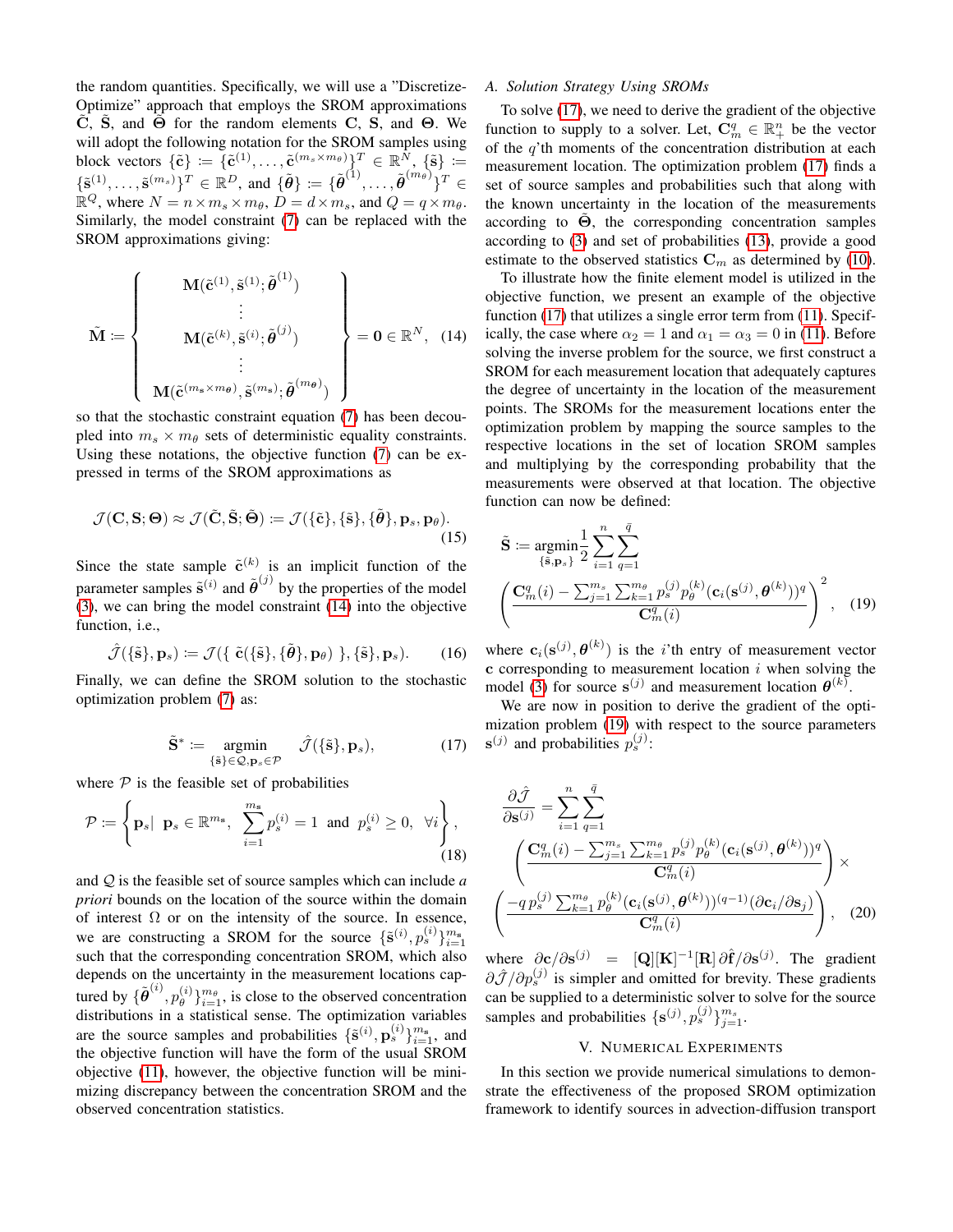the random quantities. Specifically, we will use a "Discretize-Optimize" approach that employs the SROM approximations $\tilde{\mathbf{C}}$, $\tilde{\mathbf{S}}$, and $\tilde{\boldsymbol{\Theta}}$ for the random elements $\mathbf{C}$, $\mathbf{S}$, and $\boldsymbol{\Theta}$. We will adopt the following notation for the SROM samples using block vectors $\{\tilde{\mathbf{c}}\} := \{\tilde{\mathbf{c}}^{(1)}, \ldots, \tilde{\mathbf{c}}^{(m_s \times m_\theta)}\}^T \in \mathbb{R}^N$, $\{\tilde{\mathbf{s}}\} := \{\tilde{\mathbf{s}}^{(1)}, \ldots, \tilde{\mathbf{s}}^{(m_s)}\}^T \in \mathbb{R}^D$, and $\{\tilde{\boldsymbol{\theta}}\} := \{\tilde{\boldsymbol{\theta}}^{(1)}, \ldots, \tilde{\boldsymbol{\theta}}^{(m_\theta)}\}^T \in \mathbb{R}^Q$, where $N = n \times m_s \times m_\theta$, $D = d \times m_s$, and $Q = q \times m_\theta$. Similarly, the model constraint (7) can be replaced with the SROM approximations giving:

$$
\tilde{\mathbf{M}} := \left\{ \begin{array}{c} \mathbf{M}(\tilde{\mathbf{c}}^{(1)}, \tilde{\mathbf{s}}^{(1)}; \tilde{\boldsymbol{\theta}}^{(1)}) \\ \vdots \\ \mathbf{M}(\tilde{\mathbf{c}}^{(k)}, \tilde{\mathbf{s}}^{(i)}; \tilde{\boldsymbol{\theta}}^{(j)}) \\ \vdots \\ \mathbf{M}(\tilde{\mathbf{c}}^{(m_s \times m_\theta)}, \tilde{\mathbf{s}}^{(m_s)}; \tilde{\boldsymbol{\theta}}^{(m_\theta)}) \end{array} \right\} = \mathbf{0} \in \mathbb{R}^N, \quad (14)
$$

so that the stochastic constraint equation (7) has been decoupled into $m_s \times m_\theta$ sets of deterministic equality constraints. Using these notations, the objective function (7) can be expressed in terms of the SROM approximations as

$$
\mathcal{J}(\mathbf{C}, \mathbf{S}; \boldsymbol{\Theta}) \approx \mathcal{J}(\tilde{\mathbf{C}}, \tilde{\mathbf{S}}; \tilde{\boldsymbol{\Theta}}) := \mathcal{J}(\{\tilde{\mathbf{c}}\}, \{\tilde{\mathbf{s}}\}, \{\tilde{\boldsymbol{\theta}}\}, \mathbf{p}_s, \mathbf{p}_\theta). \quad (15)
$$

Since the state sample $\tilde{\mathbf{c}}^{(k)}$ is an implicit function of the parameter samples $\tilde{\mathbf{s}}^{(i)}$ and $\tilde{\boldsymbol{\theta}}^{(j)}$ by the properties of the model (3), we can bring the model constraint (14) into the objective function, i.e.,

$$
\hat{\mathcal{J}}(\{\tilde{\mathbf{s}}\}, \mathbf{p}_s) := \mathcal{J}(\{\ \tilde{\mathbf{c}}(\{\tilde{\mathbf{s}}\}, \{\tilde{\boldsymbol{\theta}}\}, \mathbf{p}_\theta)\ \}, \{\tilde{\mathbf{s}}\}, \mathbf{p}_s). \quad (16)
$$

Finally, we can define the SROM solution to the stochastic optimization problem (7) as:

$$
\tilde{\mathbf{S}}^* := \underset{\{\tilde{\mathbf{s}}\} \in \mathcal{Q}, \mathbf{p}_s \in \mathcal{P}}{\operatorname{argmin}} \ \hat{\mathcal{J}}(\{\tilde{\mathbf{s}}\}, \mathbf{p}_s), \quad (17)
$$

where $\mathcal{P}$ is the feasible set of probabilities

$$
\mathcal{P} := \left\{ \mathbf{p}_s | \ \mathbf{p}_s \in \mathbb{R}^{m_s}, \ \sum_{i=1}^{m_s} p_s^{(i)} = 1 \ \text{ and } \ p_s^{(i)} \geq 0, \ \forall i \right\}, \quad (18)
$$

and $\mathcal{Q}$ is the feasible set of source samples which can include *a priori* bounds on the location of the source within the domain of interest $\Omega$ or on the intensity of the source. In essence, we are constructing a SROM for the source $\{\tilde{\mathbf{s}}^{(i)}, p_s^{(i)}\}_{i=1}^{m_s}$ such that the corresponding concentration SROM, which also depends on the uncertainty in the measurement locations captured by $\{\tilde{\boldsymbol{\theta}}^{(i)}, p_\theta^{(i)}\}_{i=1}^{m_\theta}$, is close to the observed concentration distributions in a statistical sense. The optimization variables are the source samples and probabilities $\{\tilde{\mathbf{s}}^{(i)}, \mathbf{p}_s^{(i)}\}_{i=1}^{m_s}$, and the objective function will have the form of the usual SROM objective (11), however, the objective function will be minimizing discrepancy between the concentration SROM and the observed concentration statistics.

### A. Solution Strategy Using SROMs

To solve (17), we need to derive the gradient of the objective function to supply to a solver. Let, $\mathbf{C}_m^q \in \mathbb{R}_+^n$ be the vector of the $q$'th moments of the concentration distribution at each measurement location. The optimization problem (17) finds a set of source samples and probabilities such that along with the known uncertainty in the location of the measurements according to $\tilde{\boldsymbol{\Theta}}$, the corresponding concentration samples according to (3) and set of probabilities (13), provide a good estimate to the observed statistics $\mathbf{C}_m$ as determined by (10).

To illustrate how the finite element model is utilized in the objective function, we present an example of the objective function (17) that utilizes a single error term from (11). Specifically, the case where $\alpha_2 = 1$ and $\alpha_1 = \alpha_3 = 0$ in (11). Before solving the inverse problem for the source, we first construct a SROM for each measurement location that adequately captures the degree of uncertainty in the location of the measurement points. The SROMs for the measurement locations enter the optimization problem by mapping the source samples to the respective locations in the set of location SROM samples and multiplying by the corresponding probability that the measurements were observed at that location. The objective function can now be defined:

$$
\tilde{\mathbf{S}} := \underset{\{\tilde{\mathbf{s}}, \mathbf{p}_s\}}{\operatorname{argmin}} \frac{1}{2} \sum_{i=1}^{n} \sum_{q=1}^{\bar{q}} \left( \frac{\mathbf{C}_m^q(i) - \sum_{j=1}^{m_s} \sum_{k=1}^{m_\theta} p_s^{(j)} p_\theta^{(k)} (\mathbf{c}_i(\mathbf{s}^{(j)}, \boldsymbol{\theta}^{(k)}))^q}{\mathbf{C}_m^q(i)} \right)^2, \quad (19)
$$

where $\mathbf{c}_i(\mathbf{s}^{(j)}, \boldsymbol{\theta}^{(k)})$ is the $i$'th entry of measurement vector $\mathbf{c}$ corresponding to measurement location $i$ when solving the model (3) for source $\mathbf{s}^{(j)}$ and measurement location $\boldsymbol{\theta}^{(k)}$.

We are now in position to derive the gradient of the optimization problem (19) with respect to the source parameters $\mathbf{s}^{(j)}$ and probabilities $p_s^{(j)}$:

$$
\frac{\partial \hat{\mathcal{J}}}{\partial \mathbf{s}^{(j)}} = \sum_{i=1}^{n} \sum_{q=1}^{\bar{q}} \left( \frac{\mathbf{C}_m^q(i) - \sum_{j=1}^{m_s} \sum_{k=1}^{m_\theta} p_s^{(j)} p_\theta^{(k)} (\mathbf{c}_i(\mathbf{s}^{(j)}, \boldsymbol{\theta}^{(k)}))^q}{\mathbf{C}_m^q(i)} \right) \times \left( \frac{-q\, p_s^{(j)} \sum_{k=1}^{m_\theta} p_\theta^{(k)} (\mathbf{c}_i(\mathbf{s}^{(j)}, \boldsymbol{\theta}^{(k)}))^{(q-1)} (\partial \mathbf{c}_i / \partial \mathbf{s}_j)}{\mathbf{C}_m^q(i)} \right), \quad (20)
$$

where $\partial \mathbf{c} / \partial \mathbf{s}^{(j)} = [\mathbf{Q}][\mathbf{K}]^{-1}[\mathbf{R}]\, \partial \hat{\mathbf{f}} / \partial \mathbf{s}^{(j)}$. The gradient $\partial \hat{\mathcal{J}} / \partial p_s^{(j)}$ is simpler and omitted for brevity. These gradients can be supplied to a deterministic solver to solve for the source samples and probabilities $\{\mathbf{s}^{(j)}, p_s^{(j)}\}_{j=1}^{m_s}$.

## V. Numerical Experiments

In this section we provide numerical simulations to demonstrate the effectiveness of the proposed SROM optimization framework to identify sources in advection-diffusion transport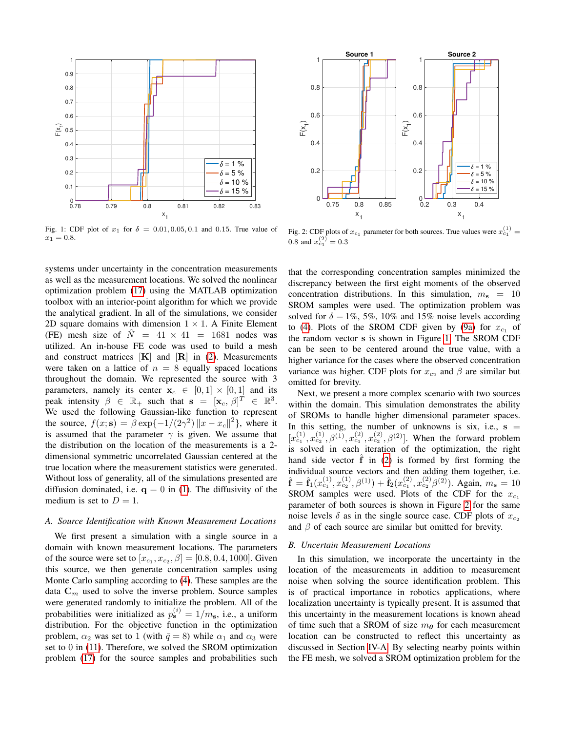Fig. 1: CDF plot of $x_1$ for $\delta = 0.01, 0.05, 0.1$ and $0.15$. True value of $x_1 = 0.8$.

Fig. 2: CDF plots of $x_{c_1}$ parameter for both sources. True values were $x_{c1}^{(1)} = 0.8$ and $x_{c1}^{(2)} = 0.3$

systems under uncertainty in the concentration measurements as well as the measurement locations. We solved the nonlinear optimization problem (17) using the MATLAB optimization toolbox with an interior-point algorithm for which we provide the analytical gradient. In all of the simulations, we consider 2D square domains with dimension $1 \times 1$. A Finite Element (FE) mesh size of $\hat{N} = 41 \times 41 = 1681$ nodes was utilized. An in-house FE code was used to build a mesh and construct matrices $[\mathbf{K}]$ and $[\mathbf{R}]$ in (2). Measurements were taken on a lattice of $n = 8$ equally spaced locations throughout the domain. We represented the source with 3 parameters, namely its center $\mathbf{x}_c \in [0, 1] \times [0, 1]$ and its peak intensity $\beta \in \mathbb{R}_+$ such that $\mathbf{s} = [\mathbf{x}_c, \beta]^T \in \mathbb{R}^3$. We used the following Gaussian-like function to represent the source, $f(x; \mathbf{s}) = \beta \exp\{-1/(2\gamma^2) \|x - x_c\|^2\}$, where it is assumed that the parameter $\gamma$ is given. We assume that the distribution on the location of the measurements is a 2-dimensional symmetric uncorrelated Gaussian centered at the true location where the measurement statistics were generated. Without loss of generality, all of the simulations presented are diffusion dominated, i.e. $\mathbf{q} = 0$ in (1). The diffusivity of the medium is set to $D = 1$.

### *A. Source Identification with Known Measurement Locations*

We first present a simulation with a single source in a domain with known measurement locations. The parameters of the source were set to $[x_{c_1}, x_{c_2}, \beta] = [0.8, 0.4, 1000]$. Given this source, we then generate concentration samples using Monte Carlo sampling according to (4). These samples are the data $\mathbf{C}_m$ used to solve the inverse problem. Source samples were generated randomly to initialize the problem. All of the probabilities were initialized as $p_{\mathbf{s}}^{(i)} = 1/m_{\mathbf{s}}$, i.e., a uniform distribution. For the objective function in the optimization problem, $\alpha_2$ was set to 1 (with $\bar{q} = 8$) while $\alpha_1$ and $\alpha_3$ were set to 0 in (11). Therefore, we solved the SROM optimization problem (17) for the source samples and probabilities such that the corresponding concentration samples minimized the discrepancy between the first eight moments of the observed concentration distributions. In this simulation, $m_{\mathbf{s}} = 10$ SROM samples were used. The optimization problem was solved for $\delta = 1\%$, $5\%$, $10\%$ and $15\%$ noise levels according to (4). Plots of the SROM CDF given by (9a) for $x_{c_1}$ of the random vector $\mathbf{s}$ is shown in Figure 1. The SROM CDF can be seen to be centered around the true value, with a higher variance for the cases where the observed concentration variance was higher. CDF plots for $x_{c_2}$ and $\beta$ are similar but omitted for brevity.

Next, we present a more complex scenario with two sources within the domain. This simulation demonstrates the ability of SROMs to handle higher dimensional parameter spaces. In this setting, the number of unknowns is six, i.e., $\mathbf{s} = [x_{c_1}^{(1)}, x_{c_2}^{(1)}, \beta^{(1)}, x_{c_1}^{(2)}, x_{c_2}^{(2)}, \beta^{(2)}]$. When the forward problem is solved in each iteration of the optimization, the right hand side vector $\hat{\mathbf{f}}$ in (2) is formed by first forming the individual source vectors and then adding them together, i.e. $\hat{\mathbf{f}} = \hat{\mathbf{f}}_1(x_{c_1}^{(1)}, x_{c_2}^{(1)}, \beta^{(1)}) + \hat{\mathbf{f}}_2(x_{c_1}^{(2)}, x_{c_2}^{(2)} \beta^{(2)})$. Again, $m_{\mathbf{s}} = 10$ SROM samples were used. Plots of the CDF for the $x_{c_1}$ parameter of both sources is shown in Figure 2 for the same noise levels $\delta$ as in the single source case. CDF plots of $x_{c_2}$ and $\beta$ of each source are similar but omitted for brevity.

### *B. Uncertain Measurement Locations*

In this simulation, we incorporate the uncertainty in the location of the measurements in addition to measurement noise when solving the source identification problem. This is of practical importance in robotics applications, where localization uncertainty is typically present. It is assumed that this uncertainty in the measurement locations is known ahead of time such that a SROM of size $m_{\boldsymbol{\theta}}$ for each measurement location can be constructed to reflect this uncertainty as discussed in Section IV-A. By selecting nearby points within the FE mesh, we solved a SROM optimization problem for the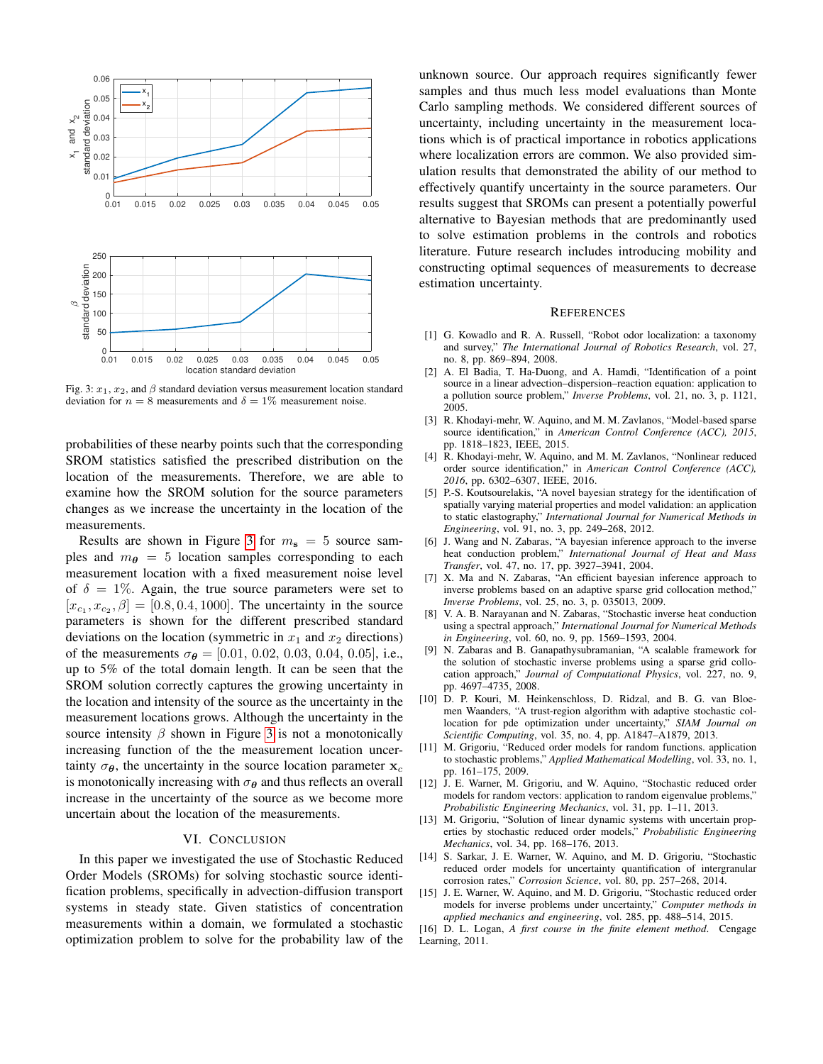0.06
0.05
0.04
0.03
0.02
0.01
0
0.01 0.015 0.02 0.025 0.03 0.035 0.04 0.045 0.05

$x_1$ and $x_2$ standard deviation

$x_1$
$x_2$

250
200
150
100
50
0
0.01 0.015 0.02 0.025 0.03 0.035 0.04 0.045 0.05

$\beta$ standard deviation

location standard deviation

Fig. 3: $x_1$, $x_2$, and $\beta$ standard deviation versus measurement location standard deviation for $n = 8$ measurements and $\delta = 1\%$ measurement noise.

probabilities of these nearby points such that the corresponding SROM statistics satisfied the prescribed distribution on the location of the measurements. Therefore, we are able to examine how the SROM solution for the source parameters changes as we increase the uncertainty in the location of the measurements.

Results are shown in Figure 3 for $m_{\mathbf{s}} = 5$ source samples and $m_{\boldsymbol{\theta}} = 5$ location samples corresponding to each measurement location with a fixed measurement noise level of $\delta = 1\%$. Again, the true source parameters were set to $[x_{c_1}, x_{c_2}, \beta] = [0.8, 0.4, 1000]$. The uncertainty in the source parameters is shown for the different prescribed standard deviations on the location (symmetric in $x_1$ and $x_2$ directions) of the measurements $\sigma_{\boldsymbol{\theta}} = [0.01, 0.02, 0.03, 0.04, 0.05]$, i.e., up to 5% of the total domain length. It can be seen that the SROM solution correctly captures the growing uncertainty in the location and intensity of the source as the uncertainty in the measurement locations grows. Although the uncertainty in the source intensity $\beta$ shown in Figure 3 is not a monotonically increasing function of the the measurement location uncertainty $\sigma_{\boldsymbol{\theta}}$, the uncertainty in the source location parameter $\mathbf{x}_c$ is monotonically increasing with $\sigma_{\boldsymbol{\theta}}$ and thus reflects an overall increase in the uncertainty of the source as we become more uncertain about the location of the measurements.

## VI. Conclusion

In this paper we investigated the use of Stochastic Reduced Order Models (SROMs) for solving stochastic source identification problems, specifically in advection-diffusion transport systems in steady state. Given statistics of concentration measurements within a domain, we formulated a stochastic optimization problem to solve for the probability law of the unknown source. Our approach requires significantly fewer samples and thus much less model evaluations than Monte Carlo sampling methods. We considered different sources of uncertainty, including uncertainty in the measurement locations which is of practical importance in robotics applications where localization errors are common. We also provided simulation results that demonstrated the ability of our method to effectively quantify uncertainty in the source parameters. Our results suggest that SROMs can present a potentially powerful alternative to Bayesian methods that are predominantly used to solve estimation problems in the controls and robotics literature. Future research includes introducing mobility and constructing optimal sequences of measurements to decrease estimation uncertainty.

## References

[1] G. Kowadlo and R. A. Russell, "Robot odor localization: a taxonomy and survey," *The International Journal of Robotics Research*, vol. 27, no. 8, pp. 869–894, 2008.

[2] A. El Badia, T. Ha-Duong, and A. Hamdi, "Identification of a point source in a linear advection–dispersion–reaction equation: application to a pollution source problem," *Inverse Problems*, vol. 21, no. 3, p. 1121, 2005.

[3] R. Khodayi-mehr, W. Aquino, and M. M. Zavlanos, "Model-based sparse source identification," in *American Control Conference (ACC), 2015*, pp. 1818–1823, IEEE, 2015.

[4] R. Khodayi-mehr, W. Aquino, and M. M. Zavlanos, "Nonlinear reduced order source identification," in *American Control Conference (ACC), 2016*, pp. 6302–6307, IEEE, 2016.

[5] P.-S. Koutsourelakis, "A novel bayesian strategy for the identification of spatially varying material properties and model validation: an application to static elastography," *International Journal for Numerical Methods in Engineering*, vol. 91, no. 3, pp. 249–268, 2012.

[6] J. Wang and N. Zabaras, "A bayesian inference approach to the inverse heat conduction problem," *International Journal of Heat and Mass Transfer*, vol. 47, no. 17, pp. 3927–3941, 2004.

[7] X. Ma and N. Zabaras, "An efficient bayesian inference approach to inverse problems based on an adaptive sparse grid collocation method," *Inverse Problems*, vol. 25, no. 3, p. 035013, 2009.

[8] V. A. B. Narayanan and N. Zabaras, "Stochastic inverse heat conduction using a spectral approach," *International Journal for Numerical Methods in Engineering*, vol. 60, no. 9, pp. 1569–1593, 2004.

[9] N. Zabaras and B. Ganapathysubramanian, "A scalable framework for the solution of stochastic inverse problems using a sparse grid collocation approach," *Journal of Computational Physics*, vol. 227, no. 9, pp. 4697–4735, 2008.

[10] D. P. Kouri, M. Heinkenschloss, D. Ridzal, and B. G. van Bloemen Waanders, "A trust-region algorithm with adaptive stochastic collocation for pde optimization under uncertainty," *SIAM Journal on Scientific Computing*, vol. 35, no. 4, pp. A1847–A1879, 2013.

[11] M. Grigoriu, "Reduced order models for random functions. application to stochastic problems," *Applied Mathematical Modelling*, vol. 33, no. 1, pp. 161–175, 2009.

[12] J. E. Warner, M. Grigoriu, and W. Aquino, "Stochastic reduced order models for random vectors: application to random eigenvalue problems," *Probabilistic Engineering Mechanics*, vol. 31, pp. 1–11, 2013.

[13] M. Grigoriu, "Solution of linear dynamic systems with uncertain properties by stochastic reduced order models," *Probabilistic Engineering Mechanics*, vol. 34, pp. 168–176, 2013.

[14] S. Sarkar, J. E. Warner, W. Aquino, and M. D. Grigoriu, "Stochastic reduced order models for uncertainty quantification of intergranular corrosion rates," *Corrosion Science*, vol. 80, pp. 257–268, 2014.

[15] J. E. Warner, W. Aquino, and M. D. Grigoriu, "Stochastic reduced order models for inverse problems under uncertainty," *Computer methods in applied mechanics and engineering*, vol. 285, pp. 488–514, 2015.

[16] D. L. Logan, *A first course in the finite element method*. Cengage Learning, 2011.